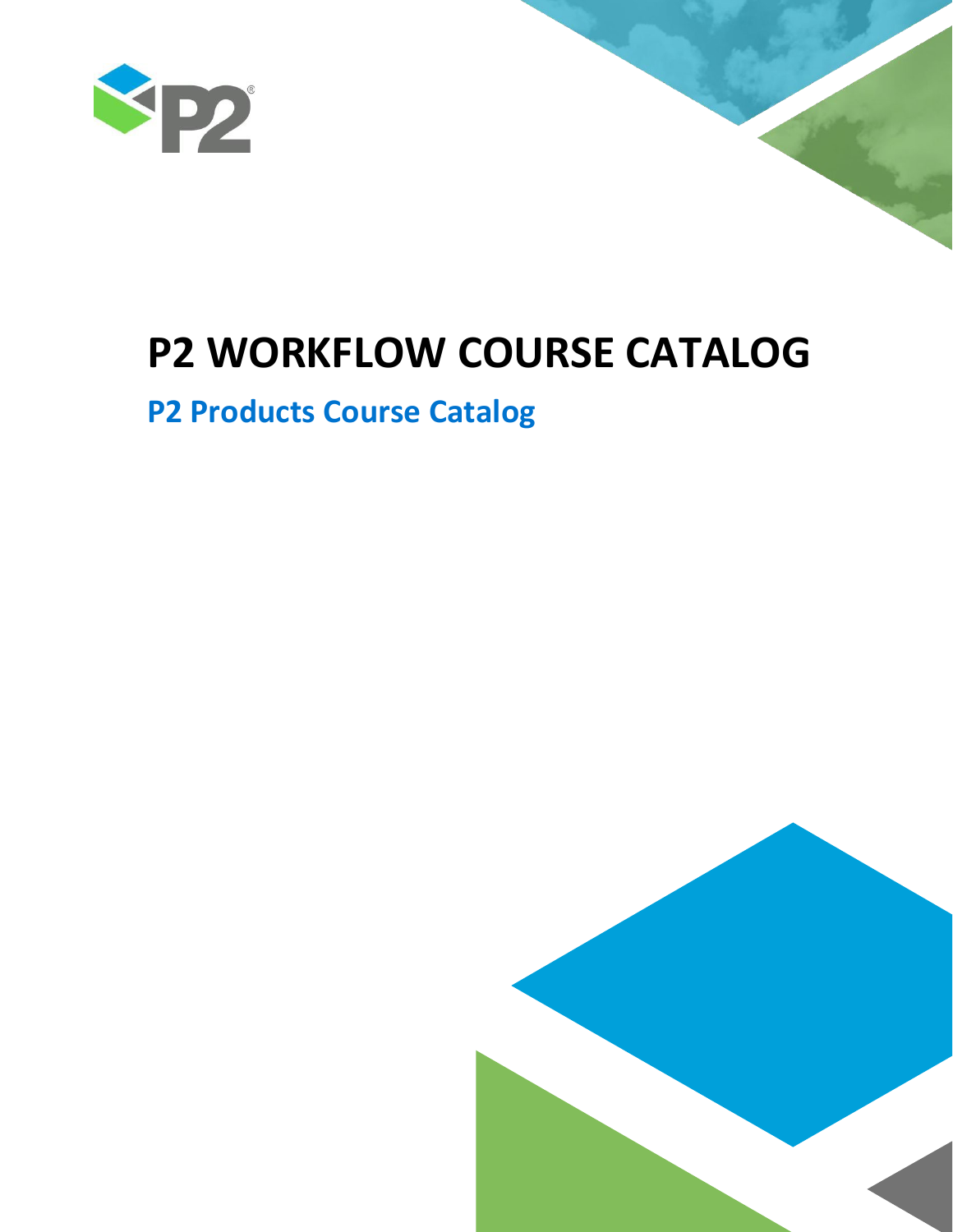# P2 WORKFLOW COURSE CATALOG

## P2 Products Course Catalog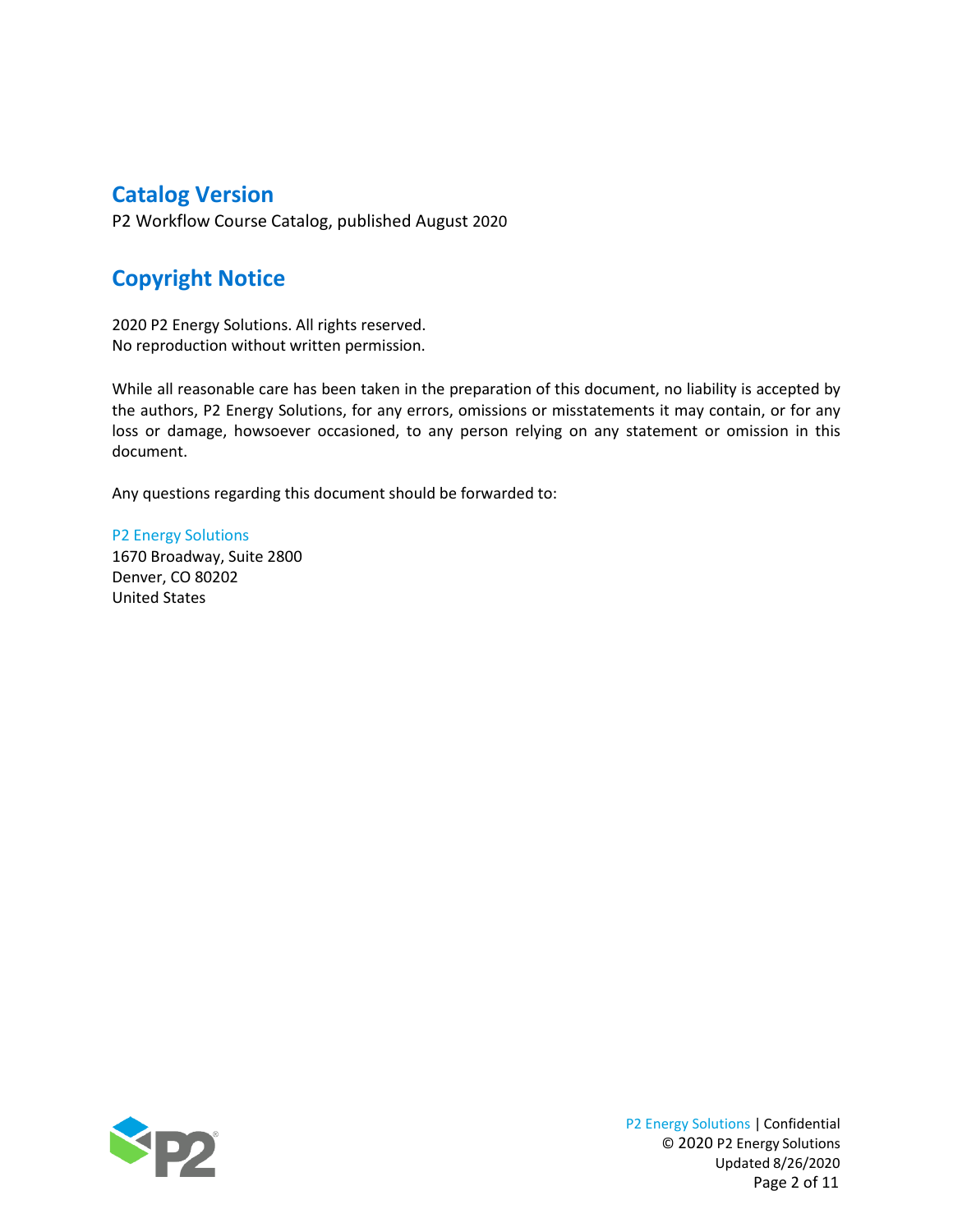## Catalog Version

P2 Workflow Course Catalog, published August 2020

## Copyright Notice

2020 P2 Energy Solutions. All rights reserved.
No reproduction without written permission.

While all reasonable care has been taken in the preparation of this document, no liability is accepted by the authors, P2 Energy Solutions, for any errors, omissions or misstatements it may contain, or for any loss or damage, howsoever occasioned, to any person relying on any statement or omission in this document.

Any questions regarding this document should be forwarded to:

P2 Energy Solutions
1670 Broadway, Suite 2800
Denver, CO 80202
United States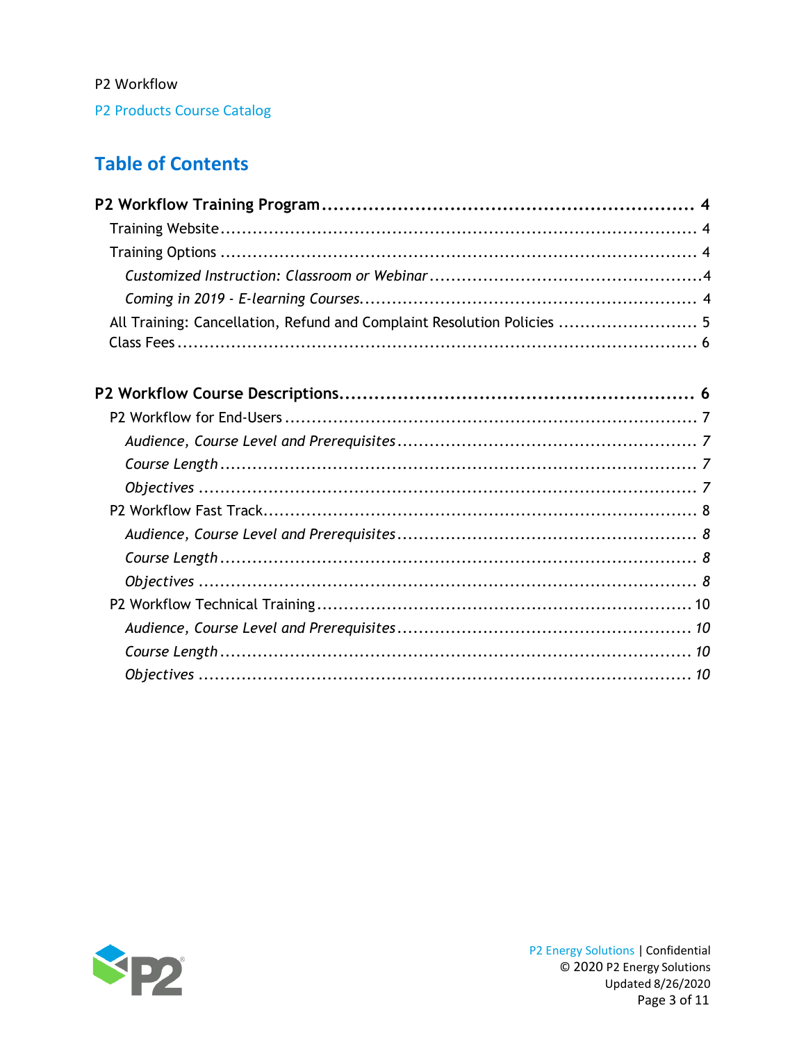P2 Workflow

P2 Products Course Catalog

# Table of Contents

**P2 Workflow Training Program ............................................................ 4**

- Training Website ........................................................................ 4
- Training Options ........................................................................ 4
  - *Customized Instruction: Classroom or Webinar ............................................4*
  - *Coming in 2019 - E-learning Courses.................................................... 4*
- All Training: Cancellation, Refund and Complaint Resolution Policies ......................... 5
- Class Fees ................................................................................ 6

**P2 Workflow Course Descriptions........................................................ 6**

- P2 Workflow for End-Users ................................................................ 7
  - *Audience, Course Level and Prerequisites ................................................ 7*
  - *Course Length .......................................................................... 7*
  - *Objectives ............................................................................. 7*
- P2 Workflow Fast Track.................................................................... 8
  - *Audience, Course Level and Prerequisites ................................................ 8*
  - *Course Length .......................................................................... 8*
  - *Objectives ............................................................................. 8*
- P2 Workflow Technical Training ........................................................... 10
  - *Audience, Course Level and Prerequisites ............................................... 10*
  - *Course Length ......................................................................... 10*
  - *Objectives ............................................................................ 10*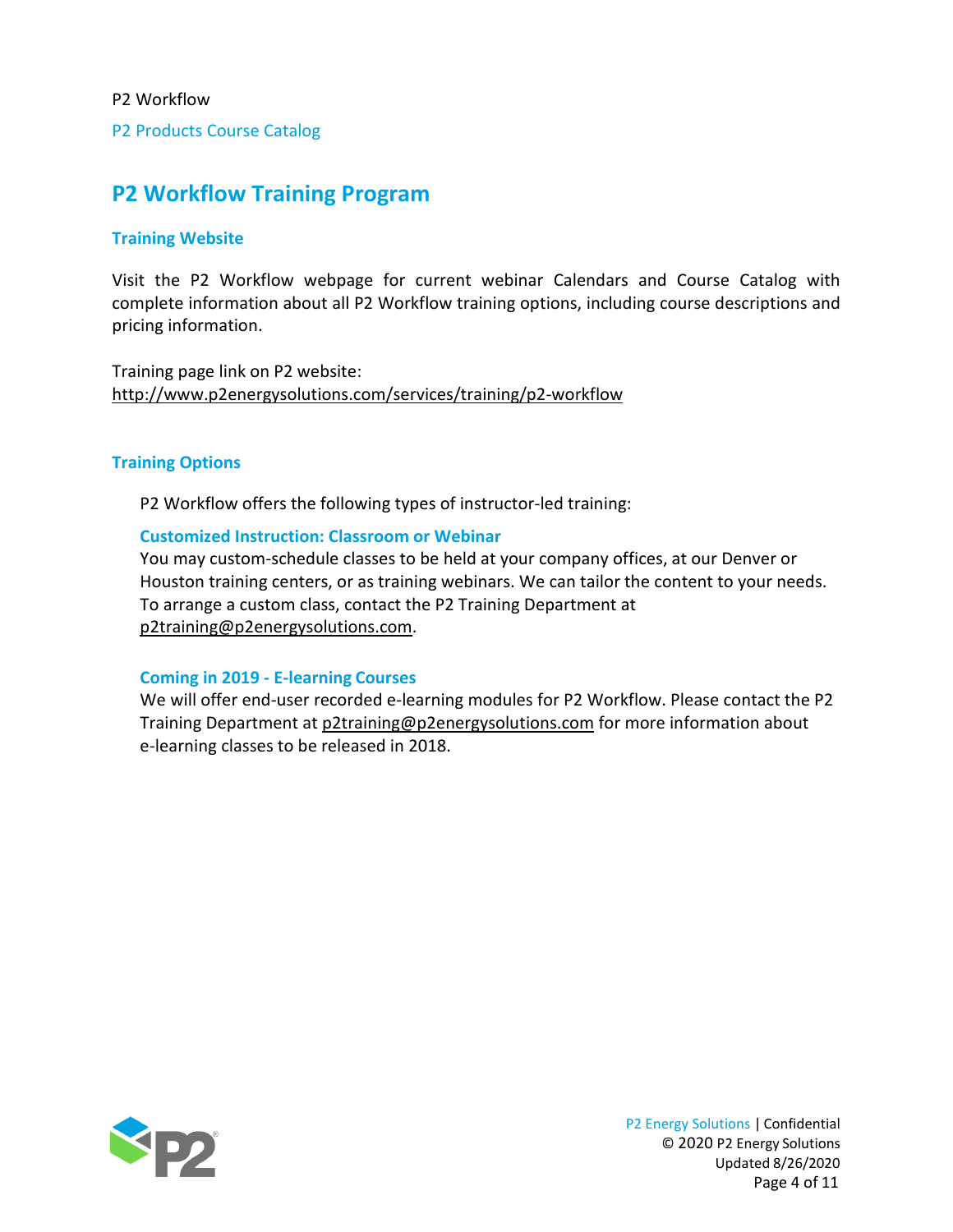# P2 Workflow Training Program

## Training Website

Visit the P2 Workflow webpage for current webinar Calendars and Course Catalog with complete information about all P2 Workflow training options, including course descriptions and pricing information.

Training page link on P2 website:
http://www.p2energysolutions.com/services/training/p2-workflow

## Training Options

P2 Workflow offers the following types of instructor-led training:

### Customized Instruction: Classroom or Webinar

You may custom-schedule classes to be held at your company offices, at our Denver or Houston training centers, or as training webinars. We can tailor the content to your needs. To arrange a custom class, contact the P2 Training Department at p2training@p2energysolutions.com.

### Coming in 2019 - E-learning Courses

We will offer end-user recorded e-learning modules for P2 Workflow. Please contact the P2 Training Department at p2training@p2energysolutions.com for more information about e-learning classes to be released in 2018.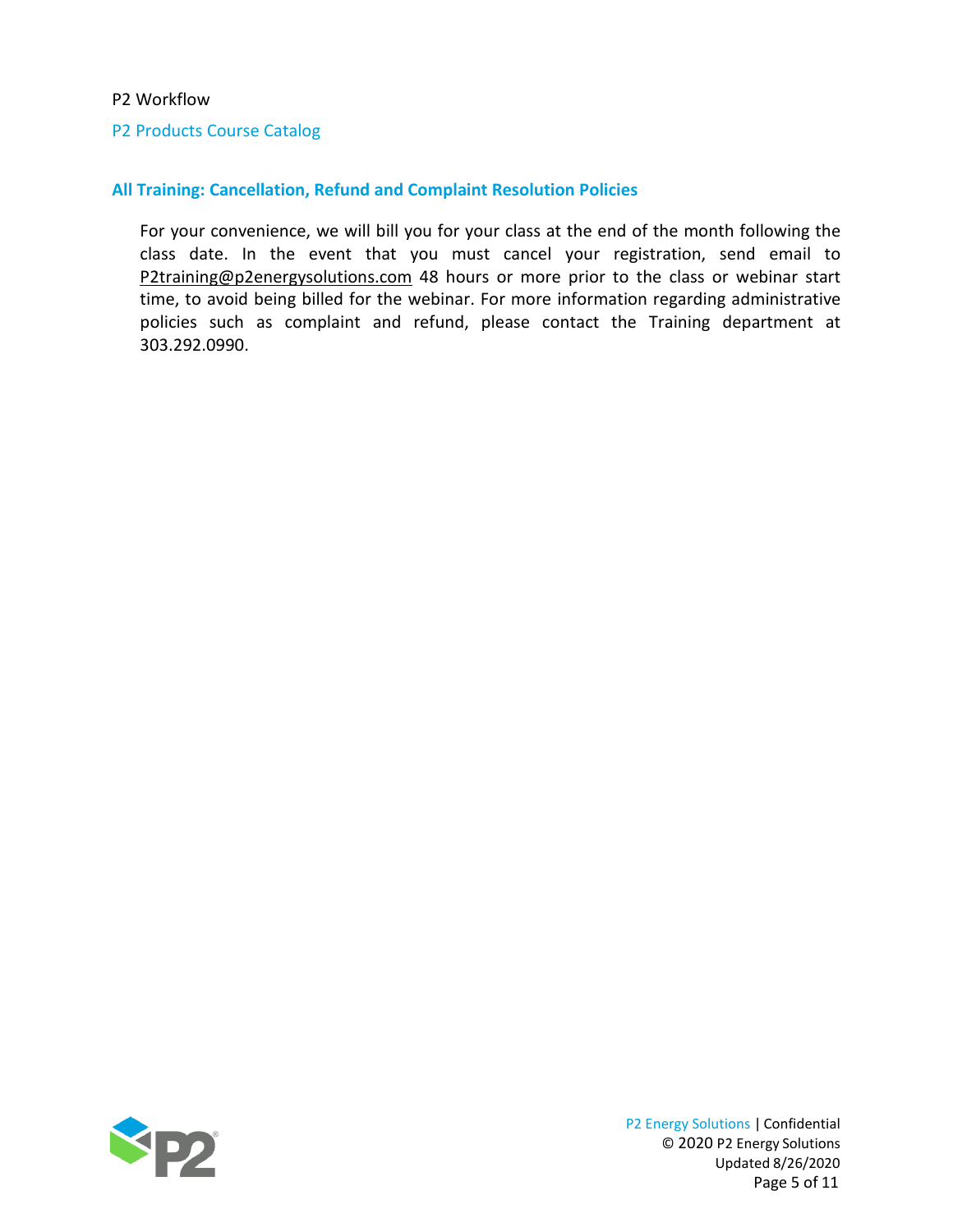## All Training: Cancellation, Refund and Complaint Resolution Policies

For your convenience, we will bill you for your class at the end of the month following the class date. In the event that you must cancel your registration, send email to P2training@p2energysolutions.com 48 hours or more prior to the class or webinar start time, to avoid being billed for the webinar. For more information regarding administrative policies such as complaint and refund, please contact the Training department at 303.292.0990.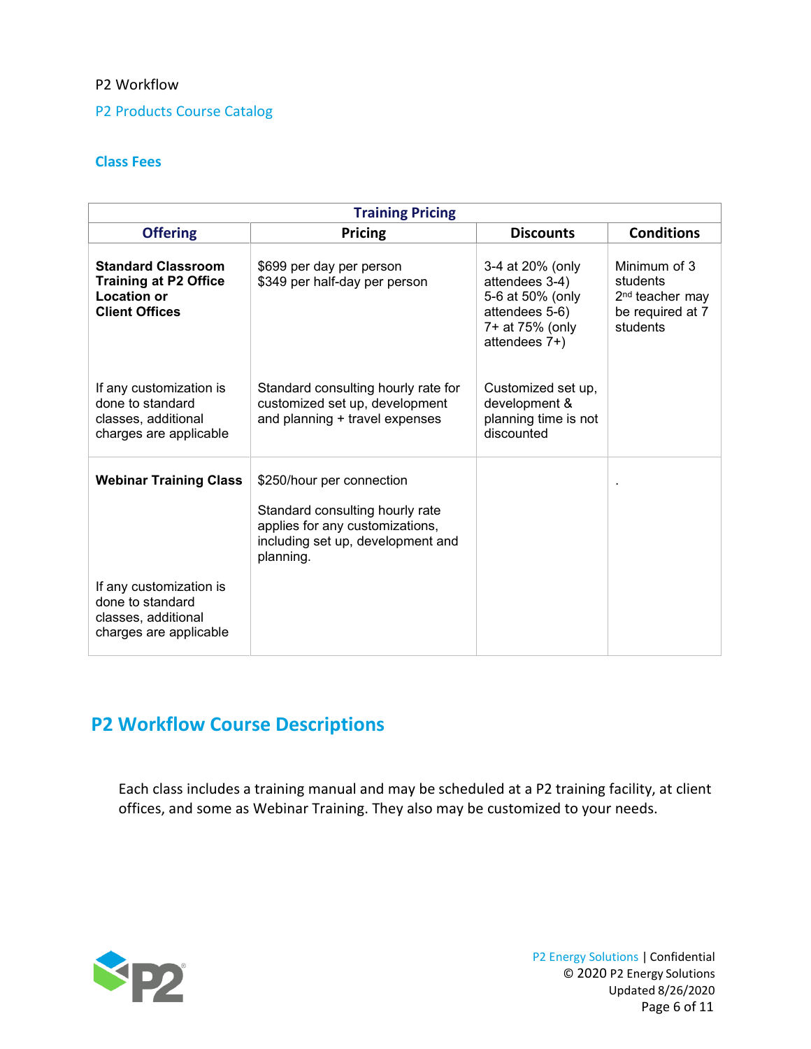P2 Workflow

P2 Products Course Catalog

### Class Fees

| Training Pricing | | | |
|---|---|---|---|
| **Offering** | **Pricing** | **Discounts** | **Conditions** |
| **Standard Classroom Training at P2 Office Location or Client Offices** | $699 per day per person<br>$349 per half-day per person | 3-4 at 20% (only attendees 3-4)<br>5-6 at 50% (only attendees 5-6)<br>7+ at 75% (only attendees 7+) | Minimum of 3 students<br>2nd teacher may be required at 7 students |
| If any customization is done to standard classes, additional charges are applicable | Standard consulting hourly rate for customized set up, development and planning + travel expenses | Customized set up, development & planning time is not discounted | |
| **Webinar Training Class**<br><br>If any customization is done to standard classes, additional charges are applicable | $250/hour per connection<br><br>Standard consulting hourly rate applies for any customizations, including set up, development and planning. | | . |

## P2 Workflow Course Descriptions

Each class includes a training manual and may be scheduled at a P2 training facility, at client offices, and some as Webinar Training. They also may be customized to your needs.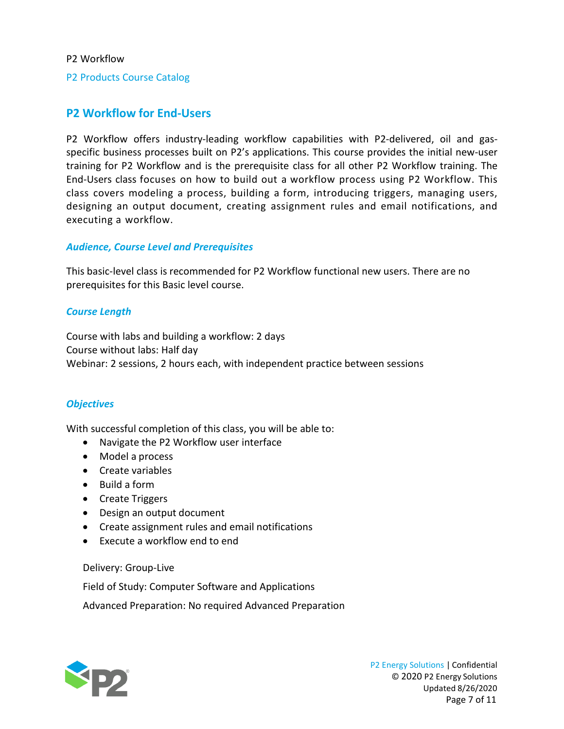## P2 Workflow for End-Users

P2 Workflow offers industry-leading workflow capabilities with P2-delivered, oil and gas-specific business processes built on P2's applications. This course provides the initial new-user training for P2 Workflow and is the prerequisite class for all other P2 Workflow training. The End-Users class focuses on how to build out a workflow process using P2 Workflow. This class covers modeling a process, building a form, introducing triggers, managing users, designing an output document, creating assignment rules and email notifications, and executing a workflow.

### *Audience, Course Level and Prerequisites*

This basic-level class is recommended for P2 Workflow functional new users. There are no prerequisites for this Basic level course.

### *Course Length*

Course with labs and building a workflow: 2 days
Course without labs: Half day
Webinar: 2 sessions, 2 hours each, with independent practice between sessions

### *Objectives*

With successful completion of this class, you will be able to:

- Navigate the P2 Workflow user interface
- Model a process
- Create variables
- Build a form
- Create Triggers
- Design an output document
- Create assignment rules and email notifications
- Execute a workflow end to end

Delivery: Group-Live

Field of Study: Computer Software and Applications

Advanced Preparation: No required Advanced Preparation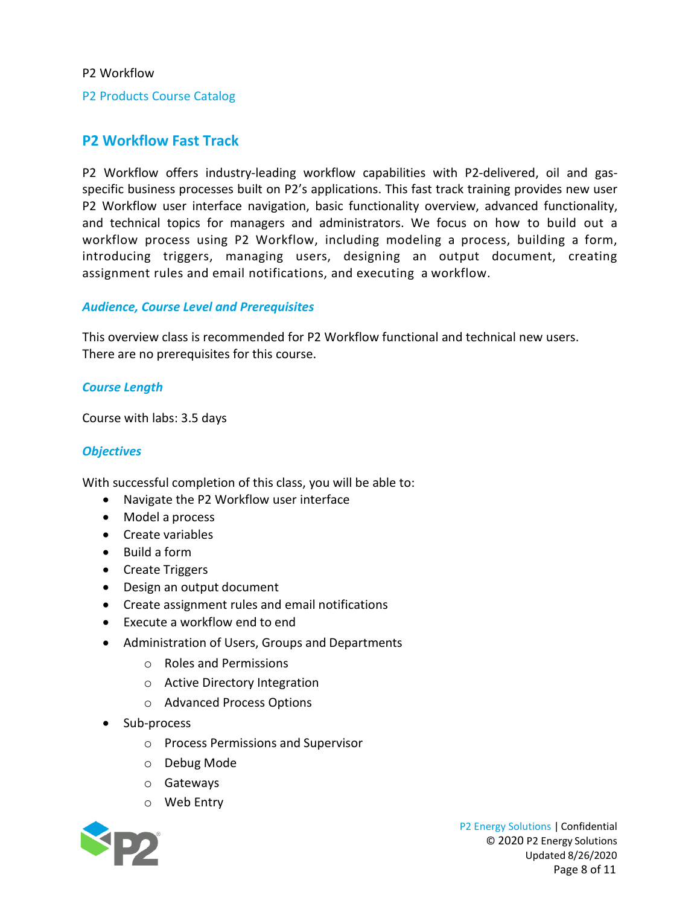## P2 Workflow Fast Track

P2 Workflow offers industry-leading workflow capabilities with P2-delivered, oil and gas-specific business processes built on P2's applications. This fast track training provides new user P2 Workflow user interface navigation, basic functionality overview, advanced functionality, and technical topics for managers and administrators. We focus on how to build out a workflow process using P2 Workflow, including modeling a process, building a form, introducing triggers, managing users, designing an output document, creating assignment rules and email notifications, and executing a workflow.

### *Audience, Course Level and Prerequisites*

This overview class is recommended for P2 Workflow functional and technical new users. There are no prerequisites for this course.

### *Course Length*

Course with labs: 3.5 days

### *Objectives*

With successful completion of this class, you will be able to:

- Navigate the P2 Workflow user interface
- Model a process
- Create variables
- Build a form
- Create Triggers
- Design an output document
- Create assignment rules and email notifications
- Execute a workflow end to end
- Administration of Users, Groups and Departments
  - Roles and Permissions
  - Active Directory Integration
  - Advanced Process Options
- Sub-process
  - Process Permissions and Supervisor
  - Debug Mode
  - Gateways
  - Web Entry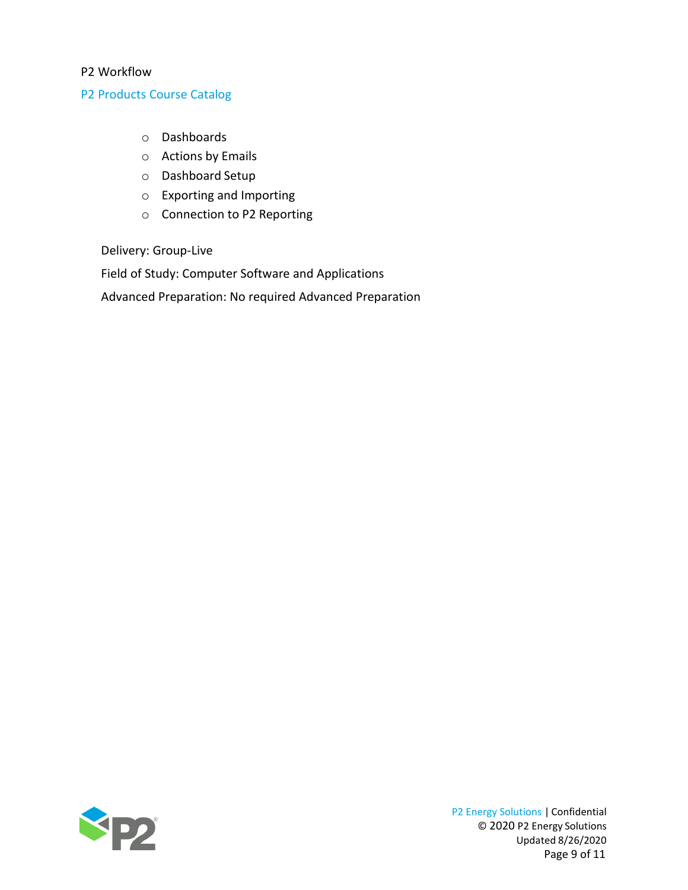- Dashboards
- Actions by Emails
- Dashboard Setup
- Exporting and Importing
- Connection to P2 Reporting

Delivery: Group-Live

Field of Study: Computer Software and Applications

Advanced Preparation: No required Advanced Preparation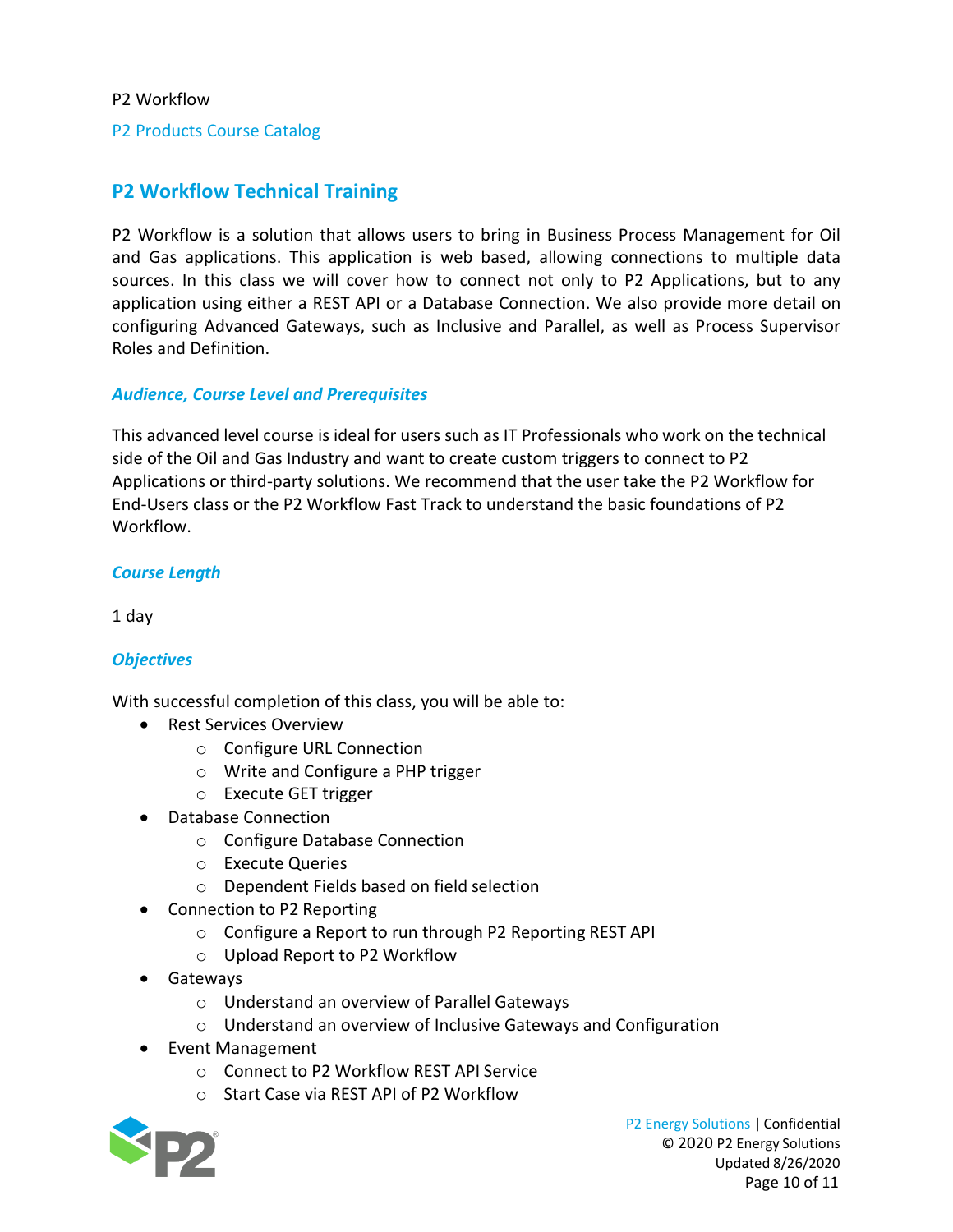## P2 Workflow Technical Training

P2 Workflow is a solution that allows users to bring in Business Process Management for Oil and Gas applications. This application is web based, allowing connections to multiple data sources. In this class we will cover how to connect not only to P2 Applications, but to any application using either a REST API or a Database Connection. We also provide more detail on configuring Advanced Gateways, such as Inclusive and Parallel, as well as Process Supervisor Roles and Definition.

### *Audience, Course Level and Prerequisites*

This advanced level course is ideal for users such as IT Professionals who work on the technical side of the Oil and Gas Industry and want to create custom triggers to connect to P2 Applications or third-party solutions. We recommend that the user take the P2 Workflow for End-Users class or the P2 Workflow Fast Track to understand the basic foundations of P2 Workflow.

### *Course Length*

1 day

### *Objectives*

With successful completion of this class, you will be able to:

- Rest Services Overview
  - Configure URL Connection
  - Write and Configure a PHP trigger
  - Execute GET trigger
- Database Connection
  - Configure Database Connection
  - Execute Queries
  - Dependent Fields based on field selection
- Connection to P2 Reporting
  - Configure a Report to run through P2 Reporting REST API
  - Upload Report to P2 Workflow
- Gateways
  - Understand an overview of Parallel Gateways
  - Understand an overview of Inclusive Gateways and Configuration
- Event Management
  - Connect to P2 Workflow REST API Service
  - Start Case via REST API of P2 Workflow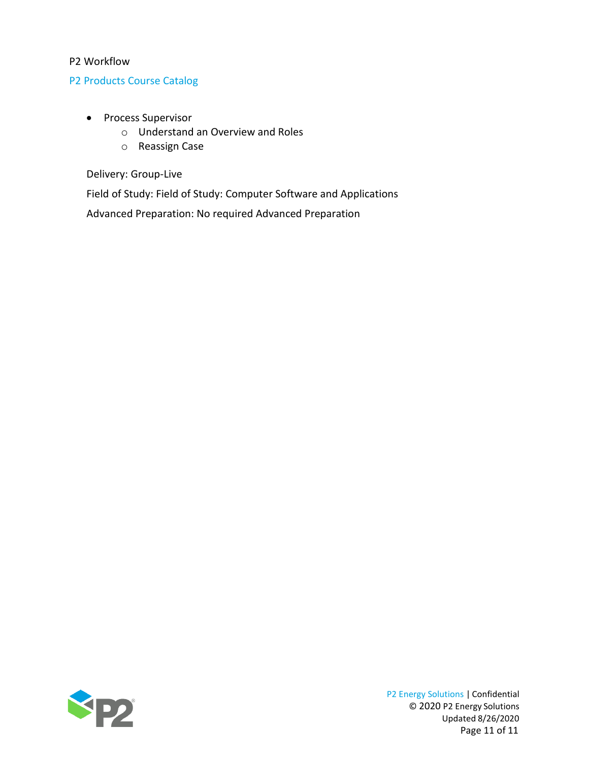- Process Supervisor
  - Understand an Overview and Roles
  - Reassign Case

Delivery: Group-Live

Field of Study: Field of Study: Computer Software and Applications

Advanced Preparation: No required Advanced Preparation